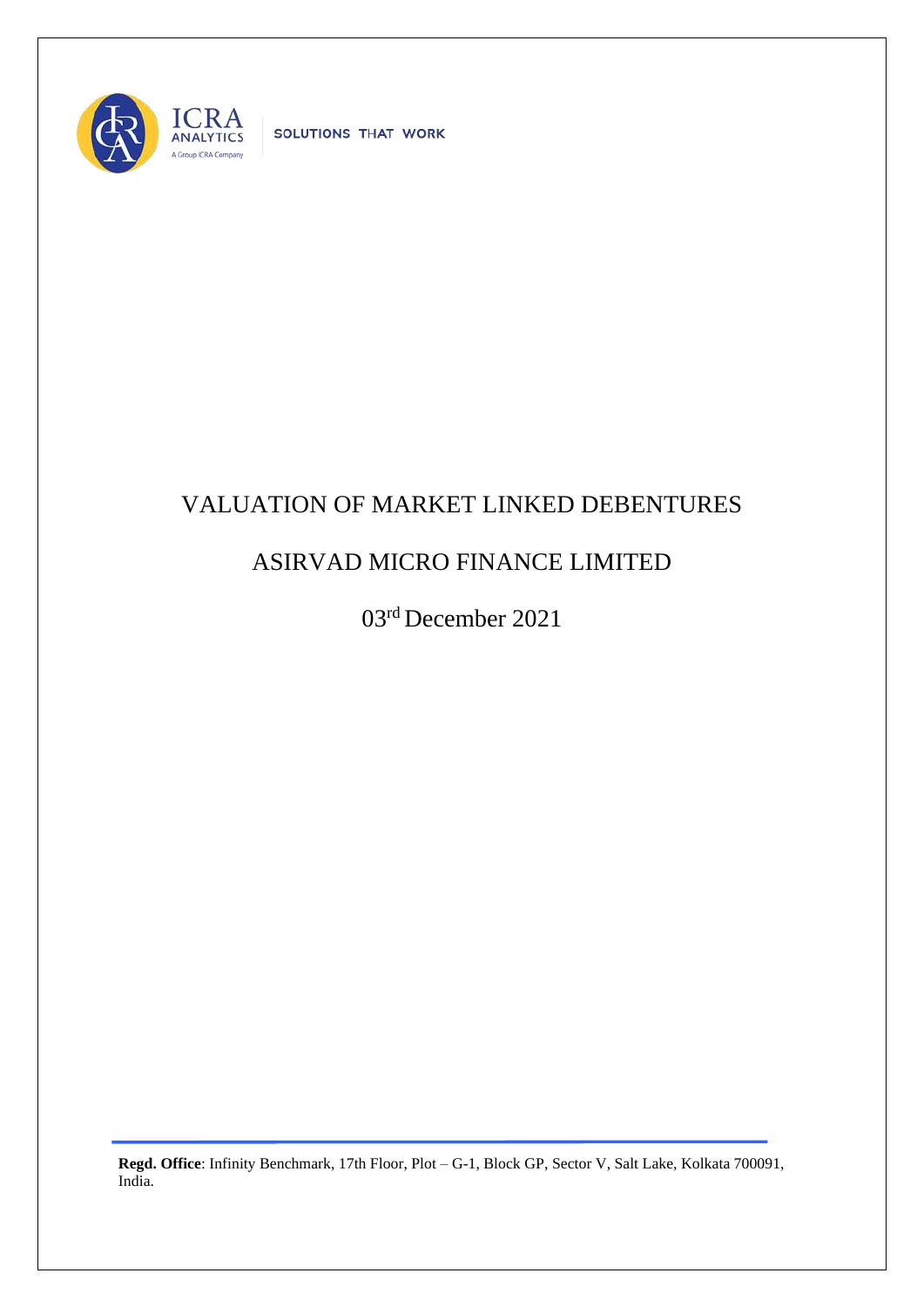ICRA ANALYTICS

A Group ICRA Company

SOLUTIONS THAT WORK

# VALUATION OF MARKET LINKED DEBENTURES

## ASIRVAD MICRO FINANCE LIMITED

03rd December 2021

**Regd. Office**: Infinity Benchmark, 17th Floor, Plot – G-1, Block GP, Sector V, Salt Lake, Kolkata 700091, India.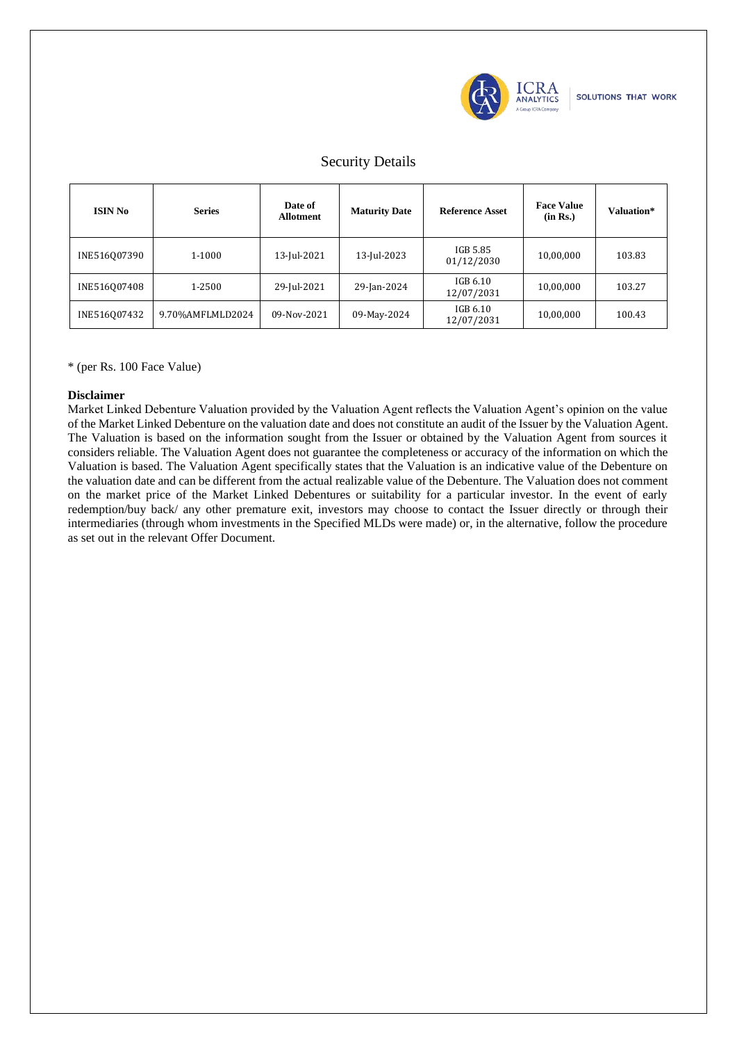## Security Details

| ISIN No | Series | Date of Allotment | Maturity Date | Reference Asset | Face Value (in Rs.) | Valuation* |
|---|---|---|---|---|---|---|
| INE516Q07390 | 1-1000 | 13-Jul-2021 | 13-Jul-2023 | IGB 5.85 01/12/2030 | 10,00,000 | 103.83 |
| INE516Q07408 | 1-2500 | 29-Jul-2021 | 29-Jan-2024 | IGB 6.10 12/07/2031 | 10,00,000 | 103.27 |
| INE516Q07432 | 9.70%AMFLMLD2024 | 09-Nov-2021 | 09-May-2024 | IGB 6.10 12/07/2031 | 10,00,000 | 100.43 |

* (per Rs. 100 Face Value)

**Disclaimer**

Market Linked Debenture Valuation provided by the Valuation Agent reflects the Valuation Agent's opinion on the value of the Market Linked Debenture on the valuation date and does not constitute an audit of the Issuer by the Valuation Agent. The Valuation is based on the information sought from the Issuer or obtained by the Valuation Agent from sources it considers reliable. The Valuation Agent does not guarantee the completeness or accuracy of the information on which the Valuation is based. The Valuation Agent specifically states that the Valuation is an indicative value of the Debenture on the valuation date and can be different from the actual realizable value of the Debenture. The Valuation does not comment on the market price of the Market Linked Debentures or suitability for a particular investor. In the event of early redemption/buy back/ any other premature exit, investors may choose to contact the Issuer directly or through their intermediaries (through whom investments in the Specified MLDs were made) or, in the alternative, follow the procedure as set out in the relevant Offer Document.